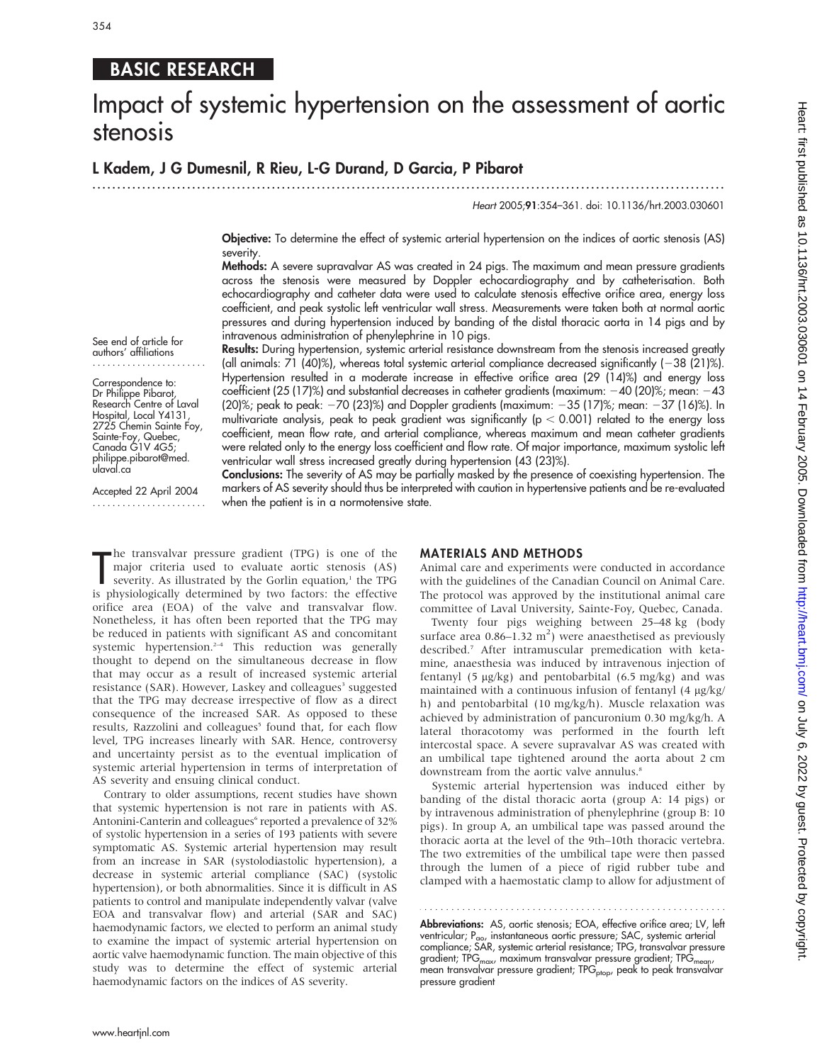BASIC RESEARCH

# Impact of systemic hypertension on the assessment of aortic stenosis

**L Kadem, J G Dumesnil, R Rieu, L-G Durand, D Garcia, P Pibarot**

*Heart* 2005;**91**:354–361. doi: 10.1136/hrt.2003.030601

**Objective:** To determine the effect of systemic arterial hypertension on the indices of aortic stenosis (AS) severity.

**Methods:** A severe supravalvar AS was created in 24 pigs. The maximum and mean pressure gradients across the stenosis were measured by Doppler echocardiography and by catheterisation. Both echocardiography and catheter data were used to calculate stenosis effective orifice area, energy loss coefficient, and peak systolic left ventricular wall stress. Measurements were taken both at normal aortic pressures and during hypertension induced by banding of the distal thoracic aorta in 14 pigs and by intravenous administration of phenylephrine in 10 pigs.

**Results:** During hypertension, systemic arterial resistance downstream from the stenosis increased greatly (all animals: 71 (40)%), whereas total systemic arterial compliance decreased significantly (−38 (21)%). Hypertension resulted in a moderate increase in effective orifice area (29 (14)%) and energy loss coefficient (25 (17)%) and substantial decreases in catheter gradients (maximum: −40 (20)%; mean: −43 (20)%; peak to peak: −70 (23)%) and Doppler gradients (maximum: −35 (17)%; mean: −37 (16)%). In multivariate analysis, peak to peak gradient was significantly ($p < 0.001$) related to the energy loss coefficient, mean flow rate, and arterial compliance, whereas maximum and mean catheter gradients were related only to the energy loss coefficient and flow rate. Of major importance, maximum systolic left ventricular wall stress increased greatly during hypertension (43 (23)%).

**Conclusions:** The severity of AS may be partially masked by the presence of coexisting hypertension. The markers of AS severity should thus be interpreted with caution in hypertensive patients and be re-evaluated when the patient is in a normotensive state.

See end of article for authors' affiliations

Correspondence to: Dr Philippe Pibarot, Research Centre of Laval Hospital, Local Y4131, 2725 Chemin Sainte Foy, Sainte-Foy, Quebec, Canada G1V 4G5; philippe.pibarot@med.ulaval.ca

Accepted 22 April 2004

The transvalvar pressure gradient (TPG) is one of the major criteria used to evaluate aortic stenosis (AS) severity. As illustrated by the Gorlin equation,[1] the TPG is physiologically determined by two factors: the effective orifice area (EOA) of the valve and transvalvar flow. Nonetheless, it has often been reported that the TPG may be reduced in patients with significant AS and concomitant systemic hypertension.[2–4] This reduction was generally thought to depend on the simultaneous decrease in flow that may occur as a result of increased systemic arterial resistance (SAR). However, Laskey and colleagues[3] suggested that the TPG may decrease irrespective of flow as a direct consequence of the increased SAR. As opposed to these results, Razzolini and colleagues[5] found that, for each flow level, TPG increases linearly with SAR. Hence, controversy and uncertainty persist as to the eventual implication of systemic arterial hypertension in terms of interpretation of AS severity and ensuing clinical conduct.

Contrary to older assumptions, recent studies have shown that systemic hypertension is not rare in patients with AS. Antonini-Canterin and colleagues[6] reported a prevalence of 32% of systolic hypertension in a series of 193 patients with severe symptomatic AS. Systemic arterial hypertension may result from an increase in SAR (systolodiastolic hypertension), a decrease in systemic arterial compliance (SAC) (systolic hypertension), or both abnormalities. Since it is difficult in AS patients to control and manipulate independently valvar (valve EOA and transvalvar flow) and arterial (SAR and SAC) haemodynamic factors, we elected to perform an animal study to examine the impact of systemic arterial hypertension on aortic valve haemodynamic function. The main objective of this study was to determine the effect of systemic arterial haemodynamic factors on the indices of AS severity.

## MATERIALS AND METHODS

Animal care and experiments were conducted in accordance with the guidelines of the Canadian Council on Animal Care. The protocol was approved by the institutional animal care committee of Laval University, Sainte-Foy, Quebec, Canada.

Twenty four pigs weighing between 25–48 kg (body surface area 0.86–1.32 $m^2$) were anaesthetised as previously described.[7] After intramuscular premedication with ketamine, anaesthesia was induced by intravenous injection of fentanyl (5 μg/kg) and pentobarbital (6.5 mg/kg) and was maintained with a continuous infusion of fentanyl (4 μg/kg/h) and pentobarbital (10 mg/kg/h). Muscle relaxation was achieved by administration of pancuronium 0.30 mg/kg/h. A lateral thoracotomy was performed in the fourth left intercostal space. A severe supravalvar AS was created with an umbilical tape tightened around the aorta about 2 cm downstream from the aortic valve annulus.[8]

Systemic arterial hypertension was induced either by banding of the distal thoracic aorta (group A: 14 pigs) or by intravenous administration of phenylephrine (group B: 10 pigs). In group A, an umbilical tape was passed around the thoracic aorta at the level of the 9th–10th thoracic vertebra. The two extremities of the umbilical tape were then passed through the lumen of a piece of rigid rubber tube and clamped with a haemostatic clamp to allow for adjustment of

**Abbreviations:** AS, aortic stenosis; EOA, effective orifice area; LV, left ventricular; $P_{ao}$, instantaneous aortic pressure; SAC, systemic arterial compliance; SAR, systemic arterial resistance; TPG, transvalvar pressure gradient; $TPG_{max}$, maximum transvalvar pressure gradient; $TPG_{mean}$, mean transvalvar pressure gradient; $TPG_{ptop}$, peak to peak transvalvar pressure gradient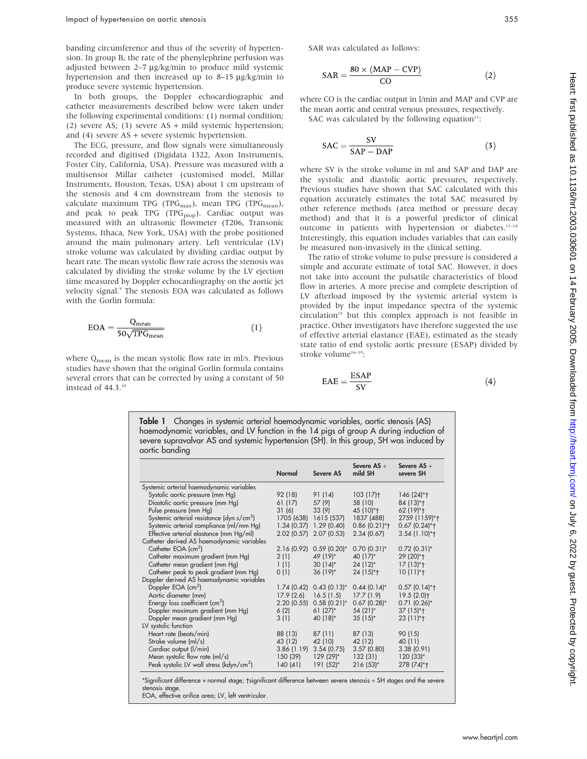banding circumference and thus of the severity of hypertension. In group B, the rate of the phenylephrine perfusion was adjusted between 2–7 μg/kg/min to produce mild systemic hypertension and then increased up to 8–15 μg/kg/min to produce severe systemic hypertension.

In both groups, the Doppler echocardiographic and catheter measurements described below were taken under the following experimental conditions: (1) normal condition; (2) severe AS; (3) severe AS + mild systemic hypertension; and (4) severe AS + severe systemic hypertension.

The ECG, pressure, and flow signals were simultaneously recorded and digitised (Digidata 1322, Axon Instruments, Foster City, California, USA). Pressure was measured with a multisensor Millar catheter (customised model, Millar Instruments, Houston, Texas, USA) about 1 cm upstream of the stenosis and 4 cm downstream from the stenosis to calculate maximum TPG ($TPG_{max}$), mean TPG ($TPG_{mean}$), and peak to peak TPG ($TPG_{ptop}$). Cardiac output was measured with an ultrasonic flowmeter (T206, Transonic Systems, Ithaca, New York, USA) with the probe positioned around the main pulmonary artery. Left ventricular (LV) stroke volume was calculated by dividing cardiac output by heart rate. The mean systolic flow rate across the stenosis was calculated by dividing the stroke volume by the LV ejection time measured by Doppler echocardiography on the aortic jet velocity signal.[9] The stenosis EOA was calculated as follows with the Gorlin formula:

$$\mathrm{EOA} = \frac{Q_{mean}}{50\sqrt{TPG_{mean}}} \qquad (1)$$

where $Q_{mean}$ is the mean systolic flow rate in ml/s. Previous studies have shown that the original Gorlin formula contains several errors that can be corrected by using a constant of 50 instead of 44.3.[10]

SAR was calculated as follows:

$$\mathrm{SAR} = \frac{80 \times (\mathrm{MAP} - \mathrm{CVP})}{\mathrm{CO}} \qquad (2)$$

where CO is the cardiac output in l/min and MAP and CVP are the mean aortic and central venous pressures, respectively.

SAC was calculated by the following equation[11]:

$$\mathrm{SAC} = \frac{\mathrm{SV}}{\mathrm{SAP} - \mathrm{DAP}} \qquad (3)$$

where SV is the stroke volume in ml and SAP and DAP are the systolic and diastolic aortic pressures, respectively. Previous studies have shown that SAC calculated with this equation accurately estimates the total SAC measured by other reference methods (area method or pressure decay method) and that it is a powerful predictor of clinical outcome in patients with hypertension or diabetes.[11–14] Interestingly, this equation includes variables that can easily be measured non-invasively in the clinical setting.

The ratio of stroke volume to pulse pressure is considered a simple and accurate estimate of total SAC. However, it does not take into account the pulsatile characteristics of blood flow in arteries. A more precise and complete description of LV afterload imposed by the systemic arterial system is provided by the input impedance spectra of the systemic circulation[15] but this complex approach is not feasible in practice. Other investigators have therefore suggested the use of effective arterial elastance (EAE), estimated as the steady state ratio of end systolic aortic pressure (ESAP) divided by stroke volume[16–19]:

$$\mathrm{EAE} = \frac{\mathrm{ESAP}}{\mathrm{SV}} \qquad (4)$$

**Table 1** Changes in systemic arterial haemodynamic variables, aortic stenosis (AS) haemodynamic variables, and LV function in the 14 pigs of group A during induction of severe supravalvar AS and systemic hypertension (SH). In this group, SH was induced by aortic banding

| | Normal | Severe AS | Severe AS + mild SH | Severe AS + severe SH |
|---|---|---|---|---|
| Systemic arterial haemodynamic variables | | | | |
| Systolic aortic pressure (mm Hg) | 92 (18) | 91 (14) | 103 (17)† | 146 (24)*† |
| Diastolic aortic pressure (mm Hg) | 61 (17) | 57 (9) | 58 (10) | 84 (13)*† |
| Pulse pressure (mm Hg) | 31 (6) | 33 (9) | 45 (10)*† | 62 (19)*† |
| Systemic arterial resistance (dyn.s/cm$^5$) | 1705 (638) | 1615 (537) | 1837 (488) | 2759 (1159)*† |
| Systemic arterial compliance (ml/mm Hg) | 1.34 (0.37) | 1.29 (0.40) | 0.86 (0.21)*† | 0.67 (0.24)*† |
| Effective arterial elastance (mm Hg/ml) | 2.02 (0.57) | 2.07 (0.53) | 2.34 (0.67) | 3.54 (1.10)*† |
| Catheter derived AS haemodynamic variables | | | | |
| Catheter EOA (cm$^2$) | 2.16 (0.92) | 0.59 (0.20)* | 0.70 (0.31)* | 0.72 (0.31)* |
| Catheter maximum gradient (mm Hg) | 2 (1) | 49 (19)* | 40 (17)* | 29 (20)*† |
| Catheter mean gradient (mm Hg) | 1 (1) | 30 (14)* | 24 (12)* | 17 (13)*† |
| Catheter peak to peak gradient (mm Hg) | 0 (1) | 36 (19)* | 24 (15)*† | 10 (11)*† |
| Doppler derived AS haemodynamic variables | | | | |
| Doppler EOA (cm$^2$) | 1.74 (0.42) | 0.43 (0.13)* | 0.44 (0.14)* | 0.57 (0.14)*† |
| Aortic diameter (mm) | 17.9 (2.6) | 16.5 (1.5) | 17.7 (1.9) | 19.5 (2.0)† |
| Energy loss coefficient (cm$^2$) | 2.20 (0.55) | 0.58 (0.21)* | 0.67 (0.28)* | 0.71 (0.26)* |
| Doppler maximum gradient (mm Hg) | 6 (2) | 61 (27)* | 54 (21)* | 37 (15)*† |
| Doppler mean gradient (mm Hg) | 3 (1) | 40 (18)* | 35 (15)* | 23 (11)*† |
| LV systolic function | | | | |
| Heart rate (beats/min) | 88 (13) | 87 (11) | 87 (13) | 90 (15) |
| Stroke volume (ml/s) | 43 (12) | 42 (10) | 42 (12) | 40 (11) |
| Cardiac output (l/min) | 3.86 (1.19) | 3.54 (0.75) | 3.57 (0.80) | 3.38 (0.91) |
| Mean systolic flow rate (ml/s) | 150 (39) | 129 (29)* | 132 (31) | 120 (33)* |
| Peak systolic LV wall stress (kdyn/cm$^2$) | 140 (41) | 191 (52)* | 216 (53)* | 278 (74)*† |

*Significant difference v normal stage; †significant difference between severe stenosis + SH stages and the severe stenosis stage.
EOA, effective orifice area; LV, left ventricular.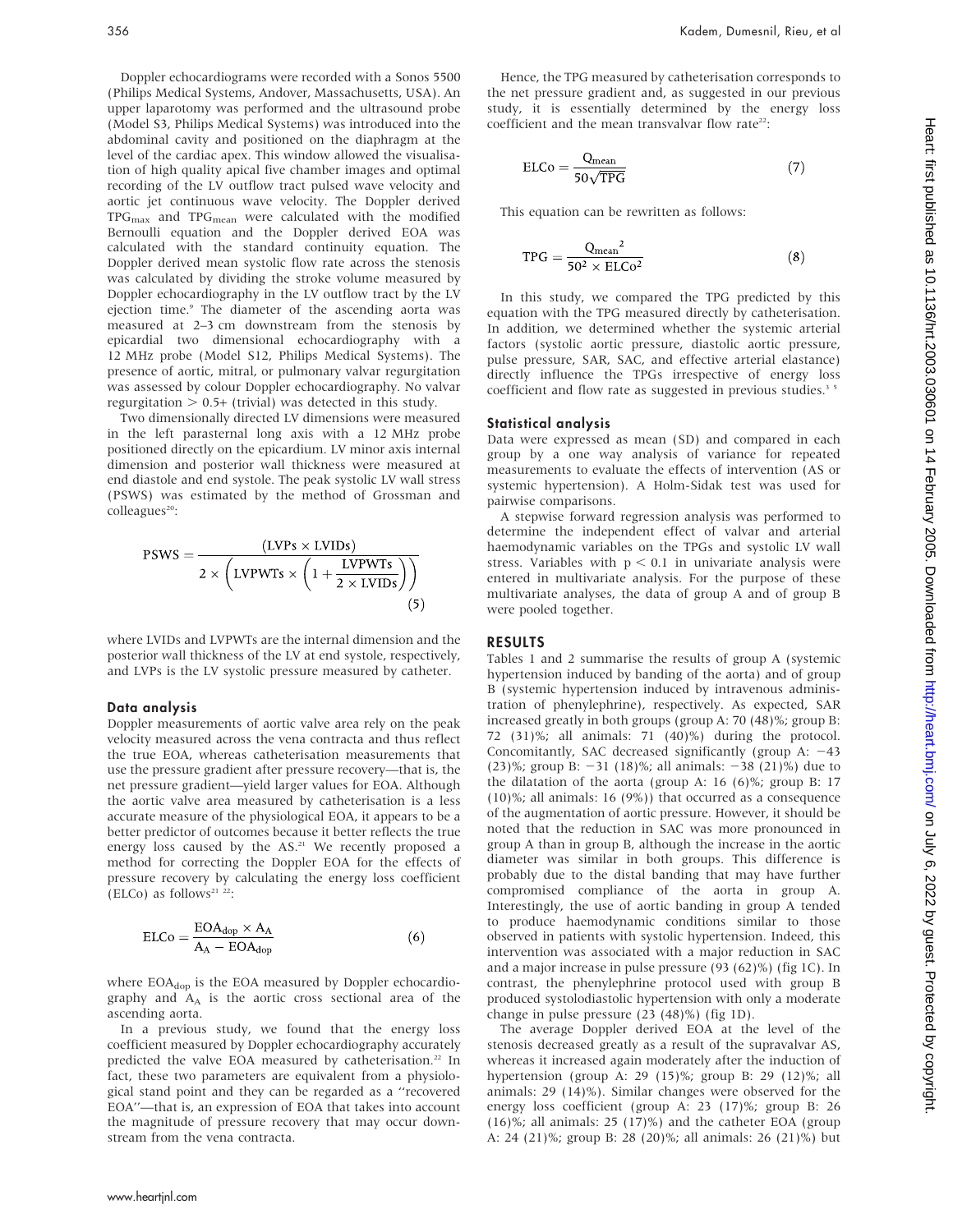Doppler echocardiograms were recorded with a Sonos 5500 (Philips Medical Systems, Andover, Massachusetts, USA). An upper laparotomy was performed and the ultrasound probe (Model S3, Philips Medical Systems) was introduced into the abdominal cavity and positioned on the diaphragm at the level of the cardiac apex. This window allowed the visualisation of high quality apical five chamber images and optimal recording of the LV outflow tract pulsed wave velocity and aortic jet continuous wave velocity. The Doppler derived $TPG_{max}$ and $TPG_{mean}$ were calculated with the modified Bernoulli equation and the Doppler derived EOA was calculated with the standard continuity equation. The Doppler derived mean systolic flow rate across the stenosis was calculated by dividing the stroke volume measured by Doppler echocardiography in the LV outflow tract by the LV ejection time.[9] The diameter of the ascending aorta was measured at 2–3 cm downstream from the stenosis by epicardial two dimensional echocardiography with a 12 MHz probe (Model S12, Philips Medical Systems). The presence of aortic, mitral, or pulmonary valvar regurgitation was assessed by colour Doppler echocardiography. No valvar regurgitation > 0.5+ (trivial) was detected in this study.

Two dimensionally directed LV dimensions were measured in the left parasternal long axis with a 12 MHz probe positioned directly on the epicardium. LV minor axis internal dimension and posterior wall thickness were measured at end diastole and end systole. The peak systolic LV wall stress (PSWS) was estimated by the method of Grossman and colleagues[20]:

$$PSWS = \frac{(LVPs \times LVIDs)}{2 \times \left(LVPWTs \times \left(1 + \frac{LVPWTs}{2 \times LVIDs}\right)\right)} \quad (5)$$

where LVIDs and LVPWTs are the internal dimension and the posterior wall thickness of the LV at end systole, respectively, and LVPs is the LV systolic pressure measured by catheter.

### Data analysis

Doppler measurements of aortic valve area rely on the peak velocity measured across the vena contracta and thus reflect the true EOA, whereas catheterisation measurements that use the pressure gradient after pressure recovery—that is, the net pressure gradient—yield larger values for EOA. Although the aortic valve area measured by catheterisation is a less accurate measure of the physiological EOA, it appears to be a better predictor of outcomes because it better reflects the true energy loss caused by the AS.[21] We recently proposed a method for correcting the Doppler EOA for the effects of pressure recovery by calculating the energy loss coefficient (ELCo) as follows[21,22]:

$$ELCo = \frac{EOA_{dop} \times A_A}{A_A - EOA_{dop}} \quad (6)$$

where $EOA_{dop}$ is the EOA measured by Doppler echocardiography and $A_A$ is the aortic cross sectional area of the ascending aorta.

In a previous study, we found that the energy loss coefficient measured by Doppler echocardiography accurately predicted the valve EOA measured by catheterisation.[22] In fact, these two parameters are equivalent from a physiological stand point and they can be regarded as a "recovered EOA"—that is, an expression of EOA that takes into account the magnitude of pressure recovery that may occur downstream from the vena contracta.

Hence, the TPG measured by catheterisation corresponds to the net pressure gradient and, as suggested in our previous study, it is essentially determined by the energy loss coefficient and the mean transvalvar flow rate[22]:

$$ELCo = \frac{Q_{mean}}{50\sqrt{TPG}} \quad (7)$$

This equation can be rewritten as follows:

$$TPG = \frac{{Q_{mean}}^2}{50^2 \times ELCo^2} \quad (8)$$

In this study, we compared the TPG predicted by this equation with the TPG measured directly by catheterisation. In addition, we determined whether the systemic arterial factors (systolic aortic pressure, diastolic aortic pressure, pulse pressure, SAR, SAC, and effective arterial elastance) directly influence the TPGs irrespective of energy loss coefficient and flow rate as suggested in previous studies.[3,5]

### Statistical analysis

Data were expressed as mean (SD) and compared in each group by a one way analysis of variance for repeated measurements to evaluate the effects of intervention (AS or systemic hypertension). A Holm-Sidak test was used for pairwise comparisons.

A stepwise forward regression analysis was performed to determine the independent effect of valvar and arterial haemodynamic variables on the TPGs and systolic LV wall stress. Variables with $p < 0.1$ in univariate analysis were entered in multivariate analysis. For the purpose of these multivariate analyses, the data of group A and of group B were pooled together.

## RESULTS

Tables 1 and 2 summarise the results of group A (systemic hypertension induced by banding of the aorta) and of group B (systemic hypertension induced by intravenous administration of phenylephrine), respectively. As expected, SAR increased greatly in both groups (group A: 70 (48)%; group B: 72 (31)%; all animals: 71 (40)%) during the protocol. Concomitantly, SAC decreased significantly (group A: −43 (23)%; group B: −31 (18)%; all animals: −38 (21)%) due to the dilatation of the aorta (group A: 16 (6)%; group B: 17 (10)%; all animals: 16 (9%)) that occurred as a consequence of the augmentation of aortic pressure. However, it should be noted that the reduction in SAC was more pronounced in group A than in group B, although the increase in the aortic diameter was similar in both groups. This difference is probably due to the distal banding that may have further compromised compliance of the aorta in group A. Interestingly, the use of aortic banding in group A tended to produce haemodynamic conditions similar to those observed in patients with systolic hypertension. Indeed, this intervention was associated with a major reduction in SAC and a major increase in pulse pressure (93 (62)%) (fig 1C). In contrast, the phenylephrine protocol used with group B produced systolodiastolic hypertension with only a moderate change in pulse pressure (23 (48)%) (fig 1D).

The average Doppler derived EOA at the level of the stenosis decreased greatly as a result of the supravalvar AS, whereas it increased again moderately after the induction of hypertension (group A: 29 (15)%; group B: 29 (12)%; all animals: 29 (14)%). Similar changes were observed for the energy loss coefficient (group A: 23 (17)%; group B: 26 (16)%; all animals: 25 (17)%) and the catheter EOA (group A: 24 (21)%; group B: 28 (20)%; all animals: 26 (21)%) but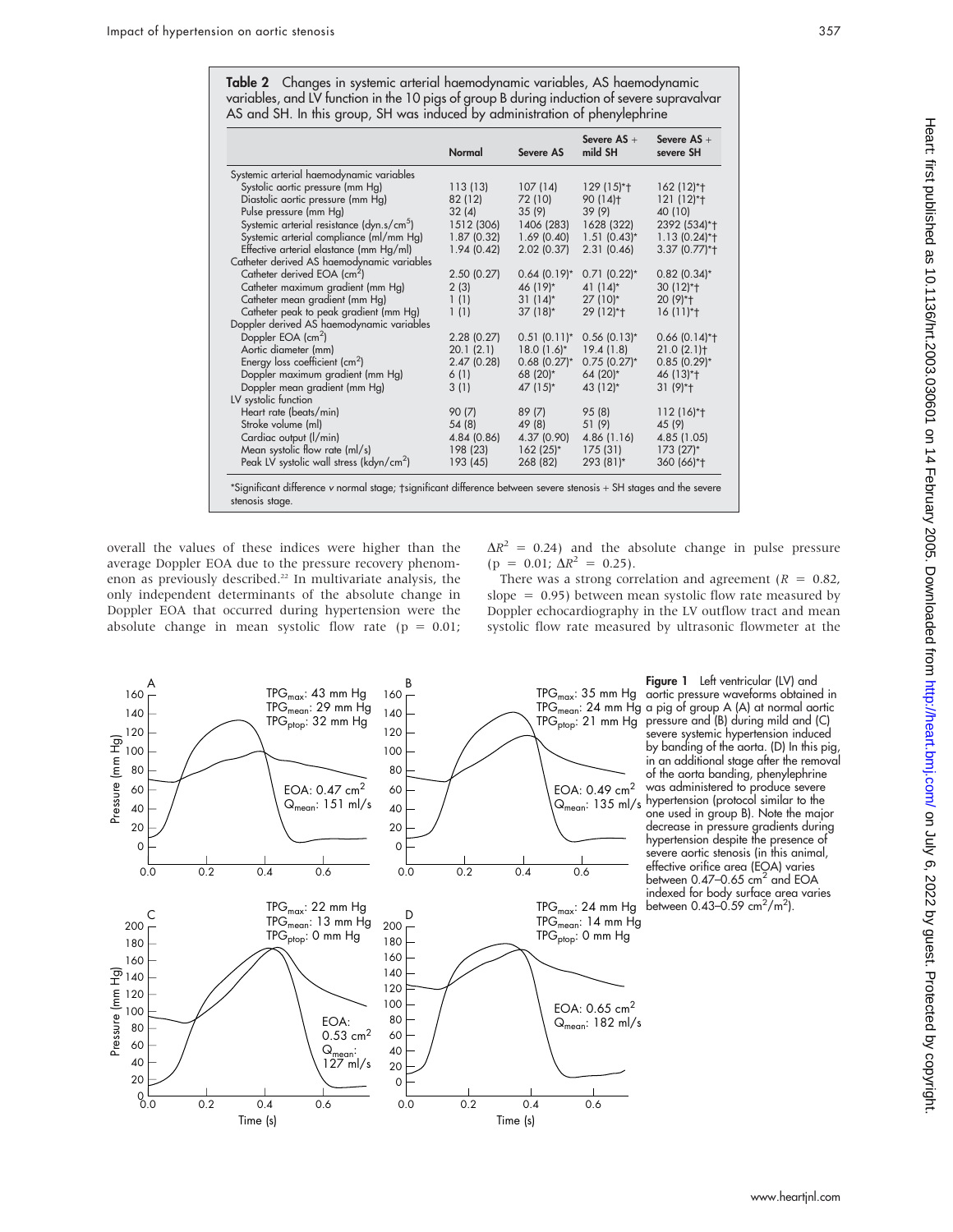**Table 2** Changes in systemic arterial haemodynamic variables, AS haemodynamic variables, and LV function in the 10 pigs of group B during induction of severe supravalvar AS and SH. In this group, SH was induced by administration of phenylephrine

| | Normal | Severe AS | Severe AS + mild SH | Severe AS + severe SH |
|---|---|---|---|---|
| Systemic arterial haemodynamic variables | | | | |
| Systolic aortic pressure (mm Hg) | 113 (13) | 107 (14) | 129 (15)*† | 162 (12)*† |
| Diastolic aortic pressure (mm Hg) | 82 (12) | 72 (10) | 90 (14)† | 121 (12)*† |
| Pulse pressure (mm Hg) | 32 (4) | 35 (9) | 39 (9) | 40 (10) |
| Systemic arterial resistance (dyn.s/cm$^5$) | 1512 (306) | 1406 (283) | 1628 (322) | 2392 (534)*† |
| Systemic arterial compliance (ml/mm Hg) | 1.87 (0.32) | 1.69 (0.40) | 1.51 (0.43)* | 1.13 (0.24)*† |
| Effective arterial elastance (mm Hg/ml) | 1.94 (0.42) | 2.02 (0.37) | 2.31 (0.46) | 3.37 (0.77)*† |
| Catheter derived AS haemodynamic variables | | | | |
| Catheter derived EOA (cm$^2$) | 2.50 (0.27) | 0.64 (0.19)* | 0.71 (0.22)* | 0.82 (0.34)* |
| Catheter maximum gradient (mm Hg) | 2 (3) | 46 (19)* | 41 (14)* | 30 (12)*† |
| Catheter mean gradient (mm Hg) | 1 (1) | 31 (14)* | 27 (10)* | 20 (9)*† |
| Catheter peak to peak gradient (mm Hg) | 1 (1) | 37 (18)* | 29 (12)*† | 16 (11)*† |
| Doppler derived AS haemodynamic variables | | | | |
| Doppler EOA (cm$^2$) | 2.28 (0.27) | 0.51 (0.11)* | 0.56 (0.13)* | 0.66 (0.14)*† |
| Aortic diameter (mm) | 20.1 (2.1) | 18.0 (1.6)* | 19.4 (1.8) | 21.0 (2.1)† |
| Energy loss coefficient (cm$^2$) | 2.47 (0.28) | 0.68 (0.27)* | 0.75 (0.27)* | 0.85 (0.29)* |
| Doppler maximum gradient (mm Hg) | 6 (1) | 68 (20)* | 64 (20)* | 46 (13)*† |
| Doppler mean gradient (mm Hg) | 3 (1) | 47 (15)* | 43 (12)* | 31 (9)*† |
| LV systolic function | | | | |
| Heart rate (beats/min) | 90 (7) | 89 (7) | 95 (8) | 112 (16)*† |
| Stroke volume (ml) | 54 (8) | 49 (8) | 51 (9) | 45 (9) |
| Cardiac output (l/min) | 4.84 (0.86) | 4.37 (0.90) | 4.86 (1.16) | 4.85 (1.05) |
| Mean systolic flow rate (ml/s) | 198 (23) | 162 (25)* | 175 (31) | 173 (27)* |
| Peak LV systolic wall stress (kdyn/cm$^2$) | 193 (45) | 268 (82) | 293 (81)* | 360 (66)*† |

*Significant difference *v* normal stage; †significant difference between severe stenosis + SH stages and the severe stenosis stage.

overall the values of these indices were higher than the average Doppler EOA due to the pressure recovery phenomenon as previously described.[22] In multivariate analysis, the only independent determinants of the absolute change in Doppler EOA that occurred during hypertension were the absolute change in mean systolic flow rate ($p = 0.01$; $\Delta R^2 = 0.24$) and the absolute change in pulse pressure ($p = 0.01$; $\Delta R^2 = 0.25$).

There was a strong correlation and agreement ($R = 0.82$, slope = 0.95) between mean systolic flow rate measured by Doppler echocardiography in the LV outflow tract and mean systolic flow rate measured by ultrasonic flowmeter at the

**Figure 1** Left ventricular (LV) and aortic pressure waveforms obtained in a pig of group A (A) at normal aortic pressure and (B) during mild and (C) severe systemic hypertension induced by banding of the aorta. (D) In this pig, in an additional stage after the removal of the aorta banding, phenylephrine was administered to produce severe hypertension (protocol similar to the one used in group B). Note the major decrease in pressure gradients during hypertension despite the presence of severe aortic stenosis (in this animal, effective orifice area (EOA) varies between 0.47–0.65 cm$^2$ and EOA indexed for body surface area varies between 0.43–0.59 cm$^2$/m$^2$).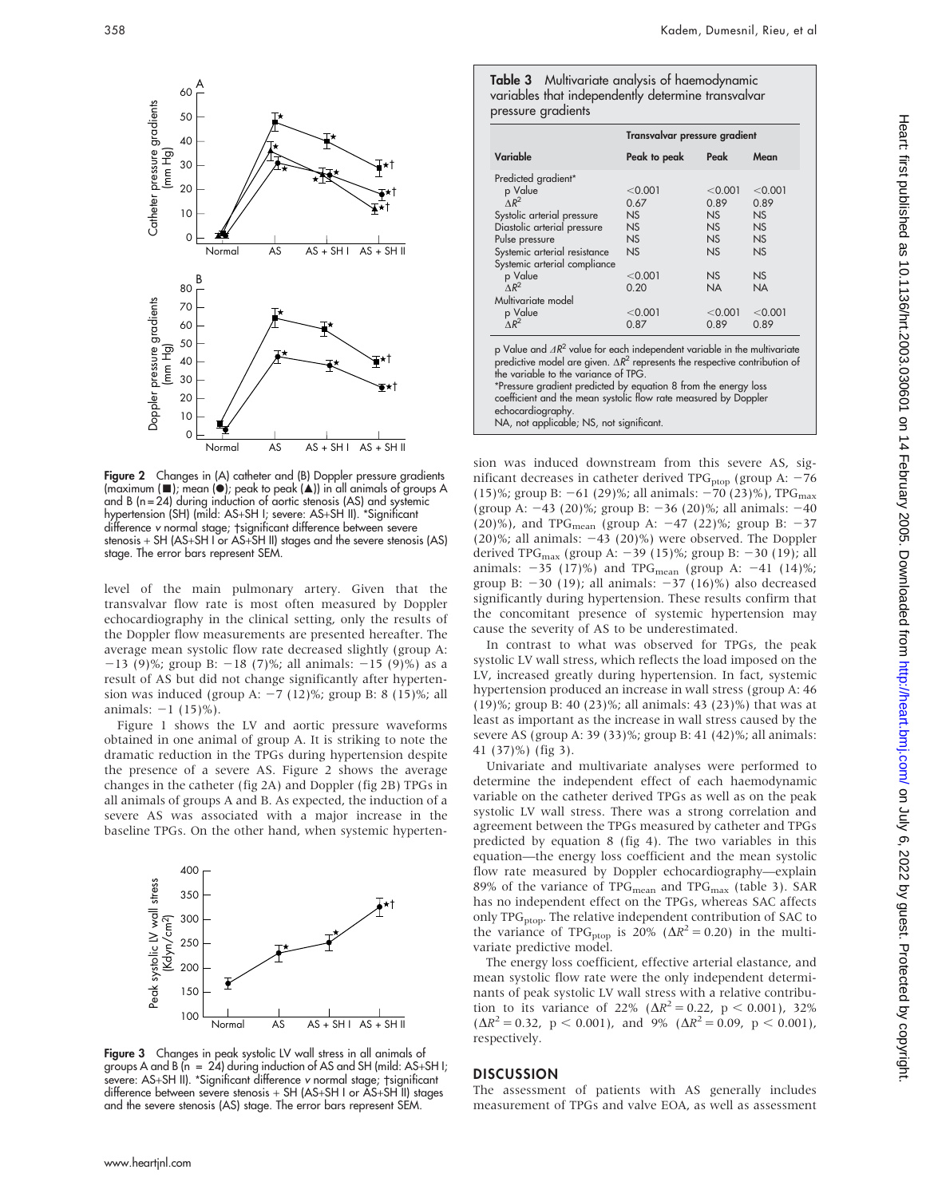Figure 2 Changes in (A) catheter and (B) Doppler pressure gradients (maximum (■); mean (●); peak to peak (▲)) in all animals of groups A and B (n = 24) during induction of aortic stenosis (AS) and systemic hypertension (SH) (mild: AS+SH I; severe: AS+SH II). *Significant difference v normal stage; †significant difference between severe stenosis + SH (AS+SH I or AS+SH II) stages and the severe stenosis (AS) stage. The error bars represent SEM.

level of the main pulmonary artery. Given that the transvalvar flow rate is most often measured by Doppler echocardiography in the clinical setting, only the results of the Doppler flow measurements are presented hereafter. The average mean systolic flow rate decreased slightly (group A: −13 (9)%; group B: −18 (7)%; all animals: −15 (9)%) as a result of AS but did not change significantly after hypertension was induced (group A: −7 (12)%; group B: 8 (15)%; all animals: −1 (15)%).

Figure 1 shows the LV and aortic pressure waveforms obtained in one animal of group A. It is striking to note the dramatic reduction in the TPGs during hypertension despite the presence of a severe AS. Figure 2 shows the average changes in the catheter (fig 2A) and Doppler (fig 2B) TPGs in all animals of groups A and B. As expected, the induction of a severe AS was associated with a major increase in the baseline TPGs. On the other hand, when systemic hypertension was induced downstream from this severe AS, significant decreases in catheter derived $TPG_{ptop}$ (group A: −76 (15)%; group B: −61 (29)%; all animals: −70 (23)%), $TPG_{max}$ (group A: −43 (20)%; group B: −36 (20)%; all animals: −40 (20)%), and $TPG_{mean}$ (group A: −47 (22)%; group B: −37 (20)%; all animals: −43 (20)%) were observed. The Doppler derived $TPG_{max}$ (group A: −39 (15)%; group B: −30 (19); all animals: −35 (17)%) and $TPG_{mean}$ (group A: −41 (14)%; group B: −30 (19); all animals: −37 (16)%) also decreased significantly during hypertension. These results confirm that the concomitant presence of systemic hypertension may cause the severity of AS to be underestimated.

Figure 3 Changes in peak systolic LV wall stress in all animals of groups A and B (n = 24) during induction of AS and SH (mild: AS+SH I; severe: AS+SH II). *Significant difference v normal stage; †significant difference between severe stenosis + SH (AS+SH I or AS+SH II) stages and the severe stenosis (AS) stage. The error bars represent SEM.

**Table 3** Multivariate analysis of haemodynamic variables that independently determine transvalvar pressure gradients

| | Transvalvar pressure gradient | | |
|---|---|---|---|
| **Variable** | **Peak to peak** | **Peak** | **Mean** |
| Predicted gradient* | | | |
| p Value | <0.001 | <0.001 | <0.001 |
| $\Delta R^2$ | 0.67 | 0.89 | 0.89 |
| Systolic arterial pressure | NS | NS | NS |
| Diastolic arterial pressure | NS | NS | NS |
| Pulse pressure | NS | NS | NS |
| Systemic arterial resistance | NS | NS | NS |
| Systemic arterial compliance | | | |
| p Value | <0.001 | NS | NS |
| $\Delta R^2$ | 0.20 | NA | NA |
| Multivariate model | | | |
| p Value | <0.001 | <0.001 | <0.001 |
| $\Delta R^2$ | 0.87 | 0.89 | 0.89 |

p Value and $\Delta R^2$ value for each independent variable in the multivariate predictive model are given. $\Delta R^2$ represents the respective contribution of the variable to the variance of TPG.
*Pressure gradient predicted by equation 8 from the energy loss coefficient and the mean systolic flow rate measured by Doppler echocardiography.
NA, not applicable; NS, not significant.

In contrast to what was observed for TPGs, the peak systolic LV wall stress, which reflects the load imposed on the LV, increased greatly during hypertension. In fact, systemic hypertension produced an increase in wall stress (group A: 46 (19)%; group B: 40 (23)%; all animals: 43 (23)%) that was at least as important as the increase in wall stress caused by the severe AS (group A: 39 (33)%; group B: 41 (42)%; all animals: 41 (37)%) (fig 3).

Univariate and multivariate analyses were performed to determine the independent effect of each haemodynamic variable on the catheter derived TPGs as well as on the peak systolic LV wall stress. There was a strong correlation and agreement between the TPGs measured by catheter and TPGs predicted by equation 8 (fig 4). The two variables in this equation—the energy loss coefficient and the mean systolic flow rate measured by Doppler echocardiography—explain 89% of the variance of $TPG_{mean}$ and $TPG_{max}$ (table 3). SAR has no independent effect on the TPGs, whereas SAC affects only $TPG_{ptop}$. The relative independent contribution of SAC to the variance of $TPG_{ptop}$ is 20% ($\Delta R^2 = 0.20$) in the multivariate predictive model.

The energy loss coefficient, effective arterial elastance, and mean systolic flow rate were the only independent determinants of peak systolic LV wall stress with a relative contribution to its variance of 22% ($\Delta R^2 = 0.22$, $p < 0.001$), 32% ($\Delta R^2 = 0.32$, $p < 0.001$), and 9% ($\Delta R^2 = 0.09$, $p < 0.001$), respectively.

## DISCUSSION

The assessment of patients with AS generally includes measurement of TPGs and valve EOA, as well as assessment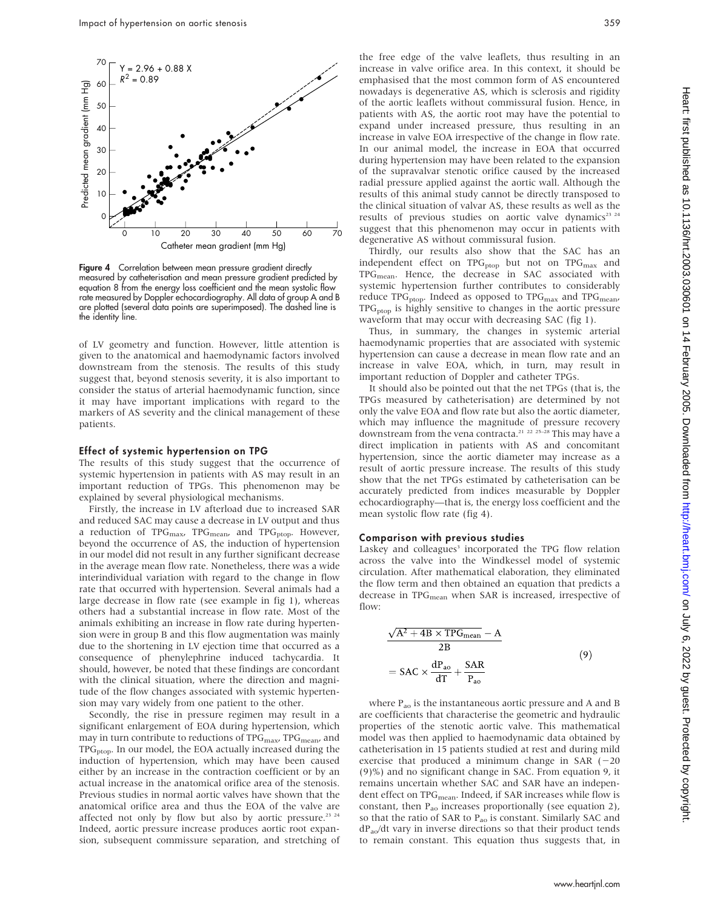Y = 2.96 + 0.88 X

$R^2$ = 0.89

Predicted mean gradient (mm Hg)

Catheter mean gradient (mm Hg)

0 10 20 30 40 50 60 70

**Figure 4** Correlation between mean pressure gradient directly measured by catheterisation and mean pressure gradient predicted by equation 8 from the energy loss coefficient and the mean systolic flow rate measured by Doppler echocardiography. All data of group A and B are plotted (several data points are superimposed). The dashed line is the identity line.

of LV geometry and function. However, little attention is given to the anatomical and haemodynamic factors involved downstream from the stenosis. The results of this study suggest that, beyond stenosis severity, it is also important to consider the status of arterial haemodynamic function, since it may have important implications with regard to the markers of AS severity and the clinical management of these patients.

### Effect of systemic hypertension on TPG

The results of this study suggest that the occurrence of systemic hypertension in patients with AS may result in an important reduction of TPGs. This phenomenon may be explained by several physiological mechanisms.

Firstly, the increase in LV afterload due to increased SAR and reduced SAC may cause a decrease in LV output and thus a reduction of $TPG_{max}$, $TPG_{mean}$, and $TPG_{ptop}$. However, beyond the occurrence of AS, the induction of hypertension in our model did not result in any further significant decrease in the average mean flow rate. Nonetheless, there was a wide interindividual variation with regard to the change in flow rate that occurred with hypertension. Several animals had a large decrease in flow rate (see example in fig 1), whereas others had a substantial increase in flow rate. Most of the animals exhibiting an increase in flow rate during hypertension were in group B and this flow augmentation was mainly due to the shortening in LV ejection time that occurred as a consequence of phenylephrine induced tachycardia. It should, however, be noted that these findings are concordant with the clinical situation, where the direction and magnitude of the flow changes associated with systemic hypertension may vary widely from one patient to the other.

Secondly, the rise in pressure regimen may result in a significant enlargement of EOA during hypertension, which may in turn contribute to reductions of $TPG_{max}$, $TPG_{mean}$, and $TPG_{ptop}$. In our model, the EOA actually increased during the induction of hypertension, which may have been caused either by an increase in the contraction coefficient or by an actual increase in the anatomical orifice area of the stenosis. Previous studies in normal aortic valves have shown that the anatomical orifice area and thus the EOA of the valve are affected not only by flow but also by aortic pressure.[23 24] Indeed, aortic pressure increase produces aortic root expansion, subsequent commissure separation, and stretching of the free edge of the valve leaflets, thus resulting in an increase in valve orifice area. In this context, it should be emphasised that the most common form of AS encountered nowadays is degenerative AS, which is sclerosis and rigidity of the aortic leaflets without commissural fusion. Hence, in patients with AS, the aortic root may have the potential to expand under increased pressure, thus resulting in an increase in valve EOA irrespective of the change in flow rate. In our animal model, the increase in EOA that occurred during hypertension may have been related to the expansion of the supravalvar stenotic orifice caused by the increased radial pressure applied against the aortic wall. Although the results of this animal study cannot be directly transposed to the clinical situation of valvar AS, these results as well as the results of previous studies on aortic valve dynamics[23 24] suggest that this phenomenon may occur in patients with degenerative AS without commissural fusion.

Thirdly, our results also show that the SAC has an independent effect on $TPG_{ptop}$ but not on $TPG_{max}$ and $TPG_{mean}$. Hence, the decrease in SAC associated with systemic hypertension further contributes to considerably reduce $TPG_{ptop}$. Indeed as opposed to $TPG_{max}$ and $TPG_{mean}$, $TPG_{ptop}$ is highly sensitive to changes in the aortic pressure waveform that may occur with decreasing SAC (fig 1).

Thus, in summary, the changes in systemic arterial haemodynamic properties that are associated with systemic hypertension can cause a decrease in mean flow rate and an increase in valve EOA, which, in turn, may result in important reduction of Doppler and catheter TPGs.

It should also be pointed out that the net TPGs (that is, the TPGs measured by catheterisation) are determined by not only the valve EOA and flow rate but also the aortic diameter, which may influence the magnitude of pressure recovery downstream from the vena contracta.[21 22 25–28] This may have a direct implication in patients with AS and concomitant hypertension, since the aortic diameter may increase as a result of aortic pressure increase. The results of this study show that the net TPGs estimated by catheterisation can be accurately predicted from indices measurable by Doppler echocardiography—that is, the energy loss coefficient and the mean systolic flow rate (fig 4).

### Comparison with previous studies

Laskey and colleagues[3] incorporated the TPG flow relation across the valve into the Windkessel model of systemic circulation. After mathematical elaboration, they eliminated the flow term and then obtained an equation that predicts a decrease in $TPG_{mean}$ when SAR is increased, irrespective of flow:

$$\frac{\sqrt{A^2 + 4B \times TPG_{mean}} - A}{2B} = SAC \times \frac{dP_{ao}}{dT} + \frac{SAR}{P_{ao}} \qquad (9)$$

where $P_{ao}$ is the instantaneous aortic pressure and A and B are coefficients that characterise the geometric and hydraulic properties of the stenotic aortic valve. This mathematical model was then applied to haemodynamic data obtained by catheterisation in 15 patients studied at rest and during mild exercise that produced a minimum change in SAR (−20 (9)%) and no significant change in SAC. From equation 9, it remains uncertain whether SAC and SAR have an independent effect on $TPG_{mean}$. Indeed, if SAR increases while flow is constant, then $P_{ao}$ increases proportionally (see equation 2), so that the ratio of SAR to $P_{ao}$ is constant. Similarly SAC and $dP_{ao}/dt$ vary in inverse directions so that their product tends to remain constant. This equation thus suggests that, in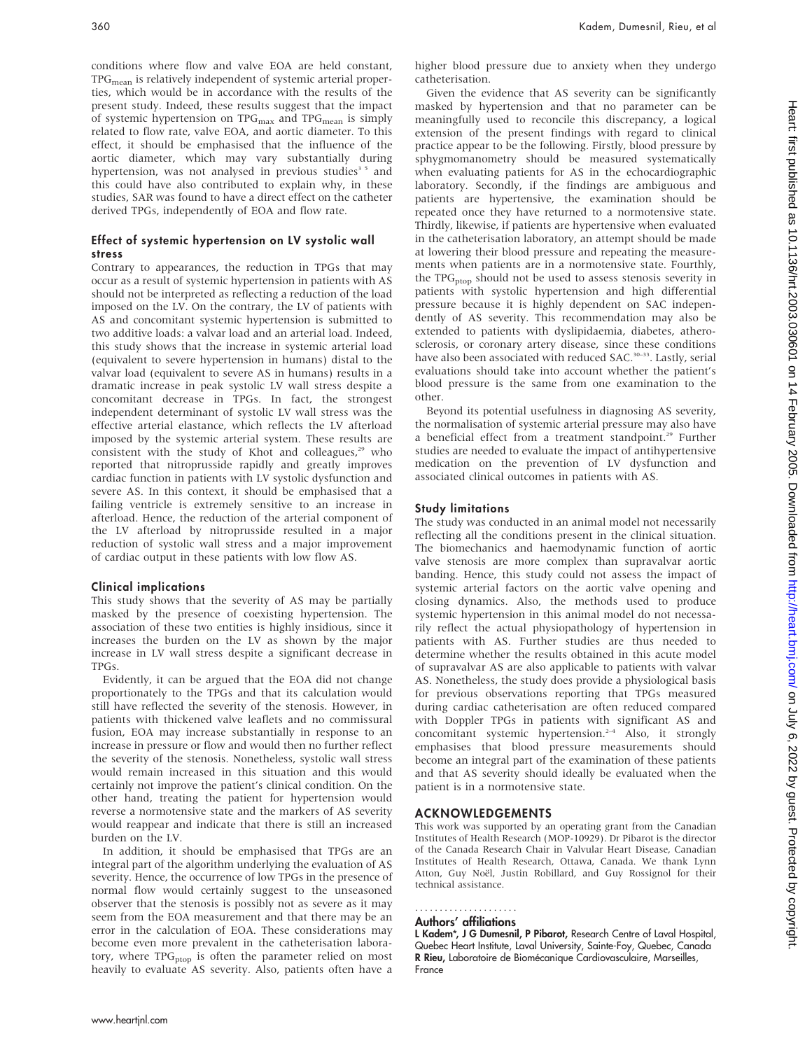conditions where flow and valve EOA are held constant, $TPG_{mean}$ is relatively independent of systemic arterial properties, which would be in accordance with the results of the present study. Indeed, these results suggest that the impact of systemic hypertension on $TPG_{max}$ and $TPG_{mean}$ is simply related to flow rate, valve EOA, and aortic diameter. To this effect, it should be emphasised that the influence of the aortic diameter, which may vary substantially during hypertension, was not analysed in previous studies[3 5] and this could have also contributed to explain why, in these studies, SAR was found to have a direct effect on the catheter derived TPGs, independently of EOA and flow rate.

### Effect of systemic hypertension on LV systolic wall stress

Contrary to appearances, the reduction in TPGs that may occur as a result of systemic hypertension in patients with AS should not be interpreted as reflecting a reduction of the load imposed on the LV. On the contrary, the LV of patients with AS and concomitant systemic hypertension is submitted to two additive loads: a valvar load and an arterial load. Indeed, this study shows that the increase in systemic arterial load (equivalent to severe hypertension in humans) distal to the valvar load (equivalent to severe AS in humans) results in a dramatic increase in peak systolic LV wall stress despite a concomitant decrease in TPGs. In fact, the strongest independent determinant of systolic LV wall stress was the effective arterial elastance, which reflects the LV afterload imposed by the systemic arterial system. These results are consistent with the study of Khot and colleagues,[29] who reported that nitroprusside rapidly and greatly improves cardiac function in patients with LV systolic dysfunction and severe AS. In this context, it should be emphasised that a failing ventricle is extremely sensitive to an increase in afterload. Hence, the reduction of the arterial component of the LV afterload by nitroprusside resulted in a major reduction of systolic wall stress and a major improvement of cardiac output in these patients with low flow AS.

### Clinical implications

This study shows that the severity of AS may be partially masked by the presence of coexisting hypertension. The association of these two entities is highly insidious, since it increases the burden on the LV as shown by the major increase in LV wall stress despite a significant decrease in TPGs.

Evidently, it can be argued that the EOA did not change proportionately to the TPGs and that its calculation would still have reflected the severity of the stenosis. However, in patients with thickened valve leaflets and no commissural fusion, EOA may increase substantially in response to an increase in pressure or flow and would then no further reflect the severity of the stenosis. Nonetheless, systolic wall stress would remain increased in this situation and this would certainly not improve the patient's clinical condition. On the other hand, treating the patient for hypertension would reverse a normotensive state and the markers of AS severity would reappear and indicate that there is still an increased burden on the LV.

In addition, it should be emphasised that TPGs are an integral part of the algorithm underlying the evaluation of AS severity. Hence, the occurrence of low TPGs in the presence of normal flow would certainly suggest to the unseasoned observer that the stenosis is possibly not as severe as it may seem from the EOA measurement and that there may be an error in the calculation of EOA. These considerations may become even more prevalent in the catheterisation laboratory, where $TPG_{ptop}$ is often the parameter relied on most heavily to evaluate AS severity. Also, patients often have a higher blood pressure due to anxiety when they undergo catheterisation.

Given the evidence that AS severity can be significantly masked by hypertension and that no parameter can be meaningfully used to reconcile this discrepancy, a logical extension of the present findings with regard to clinical practice appear to be the following. Firstly, blood pressure by sphygmomanometry should be measured systematically when evaluating patients for AS in the echocardiographic laboratory. Secondly, if the findings are ambiguous and patients are hypertensive, the examination should be repeated once they have returned to a normotensive state. Thirdly, likewise, if patients are hypertensive when evaluated in the catheterisation laboratory, an attempt should be made at lowering their blood pressure and repeating the measurements when patients are in a normotensive state. Fourthly, the $TPG_{ptop}$ should not be used to assess stenosis severity in patients with systolic hypertension and high differential pressure because it is highly dependent on SAC independently of AS severity. This recommendation may also be extended to patients with dyslipidaemia, diabetes, atherosclerosis, or coronary artery disease, since these conditions have also been associated with reduced SAC.[30–33] Lastly, serial evaluations should take into account whether the patient's blood pressure is the same from one examination to the other.

Beyond its potential usefulness in diagnosing AS severity, the normalisation of systemic arterial pressure may also have a beneficial effect from a treatment standpoint.[29] Further studies are needed to evaluate the impact of antihypertensive medication on the prevention of LV dysfunction and associated clinical outcomes in patients with AS.

### Study limitations

The study was conducted in an animal model not necessarily reflecting all the conditions present in the clinical situation. The biomechanics and haemodynamic function of aortic valve stenosis are more complex than supravalvar aortic banding. Hence, this study could not assess the impact of systemic arterial factors on the aortic valve opening and closing dynamics. Also, the methods used to produce systemic hypertension in this animal model do not necessarily reflect the actual physiopathology of hypertension in patients with AS. Further studies are thus needed to determine whether the results obtained in this acute model of supravalvar AS are also applicable to patients with valvar AS. Nonetheless, the study does provide a physiological basis for previous observations reporting that TPGs measured during cardiac catheterisation are often reduced compared with Doppler TPGs in patients with significant AS and concomitant systemic hypertension.[2–4] Also, it strongly emphasises that blood pressure measurements should become an integral part of the examination of these patients and that AS severity should ideally be evaluated when the patient is in a normotensive state.

## ACKNOWLEDGEMENTS

This work was supported by an operating grant from the Canadian Institutes of Health Research (MOP-10929). Dr Pibarot is the director of the Canada Research Chair in Valvular Heart Disease, Canadian Institutes of Health Research, Ottawa, Canada. We thank Lynn Atton, Guy Noël, Justin Robillard, and Guy Rossignol for their technical assistance.

### Authors' affiliations

**L Kadem\*, J G Dumesnil, P Pibarot,** Research Centre of Laval Hospital, Quebec Heart Institute, Laval University, Sainte-Foy, Quebec, Canada
**R Rieu,** Laboratoire de Biomécanique Cardiovasculaire, Marseilles, France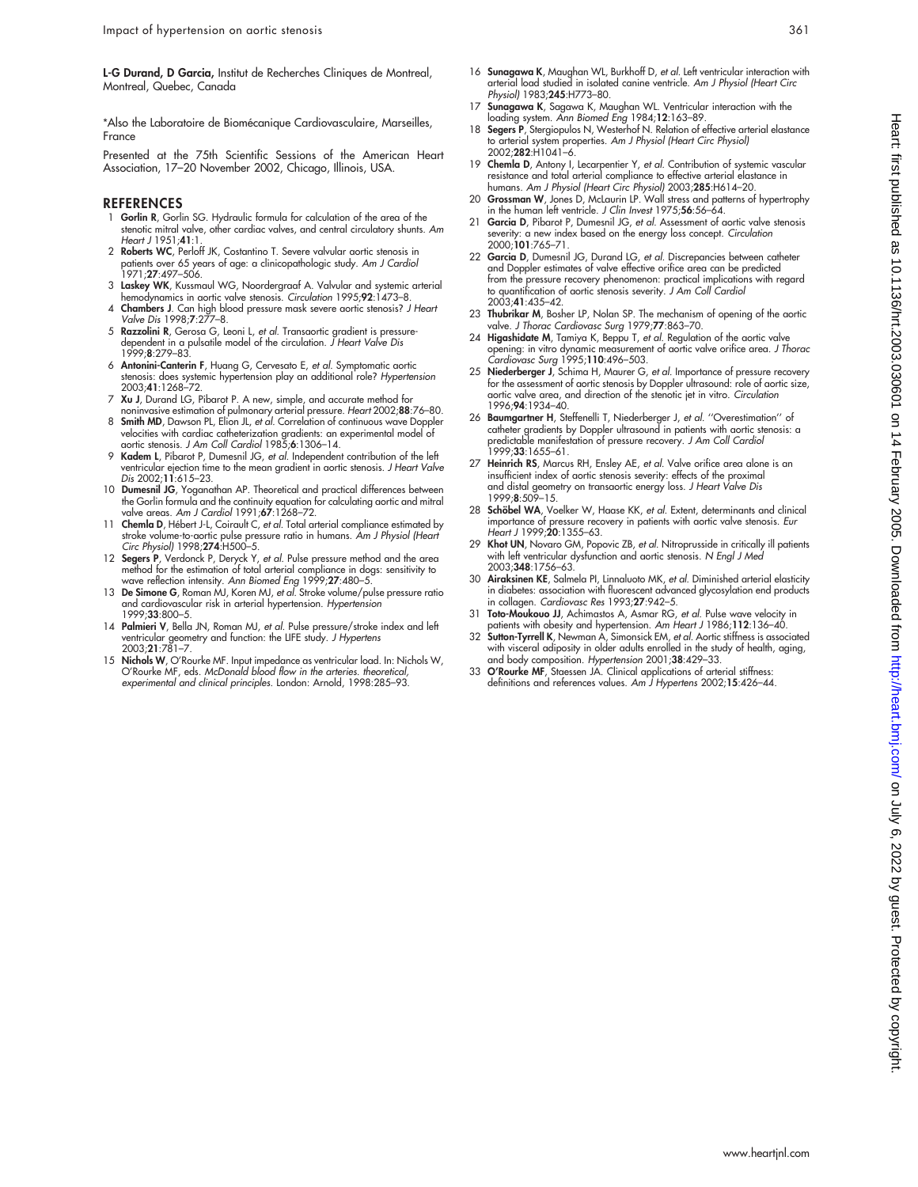**L-G Durand, D Garcia,** Institut de Recherches Cliniques de Montreal, Montreal, Quebec, Canada

\*Also the Laboratoire de Biomécanique Cardiovasculaire, Marseilles, France

Presented at the 75th Scientific Sessions of the American Heart Association, 17–20 November 2002, Chicago, Illinois, USA.

## REFERENCES

1. **Gorlin R**, Gorlin SG. Hydraulic formula for calculation of the area of the stenotic mitral valve, other cardiac valves, and central circulatory shunts. *Am Heart J* 1951;**41**:1.
2. **Roberts WC**, Perloff JK, Costantino T. Severe valvular aortic stenosis in patients over 65 years of age: a clinicopathologic study. *Am J Cardiol* 1971;**27**:497–506.
3. **Laskey WK**, Kussmaul WG, Noordergraaf A. Valvular and systemic arterial hemodynamics in aortic valve stenosis. *Circulation* 1995;**92**:1473–8.
4. **Chambers J**. Can high blood pressure mask severe aortic stenosis? *J Heart Valve Dis* 1998;**7**:277–8.
5. **Razzolini R**, Gerosa G, Leoni L, *et al*. Transaortic gradient is pressure-dependent in a pulsatile model of the circulation. *J Heart Valve Dis* 1999;**8**:279–83.
6. **Antonini-Canterin F**, Huang G, Cervesato E, *et al*. Symptomatic aortic stenosis: does systemic hypertension play an additional role? *Hypertension* 2003;**41**:1268–72.
7. **Xu J**, Durand LG, Pibarot P. A new, simple, and accurate method for noninvasive estimation of pulmonary arterial pressure. *Heart* 2002;**88**:76–80.
8. **Smith MD**, Dawson PL, Elion JL, *et al*. Correlation of continuous wave Doppler velocities with cardiac catheterization gradients: an experimental model of aortic stenosis. *J Am Coll Cardiol* 1985;**6**:1306–14.
9. **Kadem L**, Pibarot P, Dumesnil JG, *et al*. Independent contribution of the left ventricular ejection time to the mean gradient in aortic stenosis. *J Heart Valve Dis* 2002;**11**:615–23.
10. **Dumesnil JG**, Yoganathan AP. Theoretical and practical differences between the Gorlin formula and the continuity equation for calculating aortic and mitral valve areas. *Am J Cardiol* 1991;**67**:1268–72.
11. **Chemla D**, Hébert J-L, Coirault C, *et al*. Total arterial compliance estimated by stroke volume-to-aortic pulse pressure ratio in humans. *Am J Physiol (Heart Circ Physiol)* 1998;**274**:H500–5.
12. **Segers P**, Verdonck P, Deryck Y, *et al*. Pulse pressure method and the area method for the estimation of total arterial compliance in dogs: sensitivity to wave reflection intensity. *Ann Biomed Eng* 1999;**27**:480–5.
13. **De Simone G**, Roman MJ, Koren MJ, *et al*. Stroke volume/pulse pressure ratio and cardiovascular risk in arterial hypertension. *Hypertension* 1999;**33**:800–5.
14. **Palmieri V**, Bella JN, Roman MJ, *et al*. Pulse pressure/stroke index and left ventricular geometry and function: the LIFE study. *J Hypertens* 2003;**21**:781–7.
15. **Nichols W**, O'Rourke MF. Input impedance as ventricular load. In: Nichols W, O'Rourke MF, eds. *McDonald blood flow in the arteries. theoretical, experimental and clinical principles*. London: Arnold, 1998:285–93.
16. **Sunagawa K**, Maughan WL, Burkhoff D, *et al*. Left ventricular interaction with arterial load studied in isolated canine ventricle. *Am J Physiol (Heart Circ Physiol)* 1983;**245**:H773–80.
17. **Sunagawa K**, Sagawa K, Maughan WL. Ventricular interaction with the loading system. *Ann Biomed Eng* 1984;**12**:163–89.
18. **Segers P**, Stergiopulos N, Westerhof N. Relation of effective arterial elastance to arterial system properties. *Am J Physiol (Heart Circ Physiol)* 2002;**282**:H1041–6.
19. **Chemla D**, Antony I, Lecarpentier Y, *et al*. Contribution of systemic vascular resistance and total arterial compliance to effective arterial elastance in humans. *Am J Physiol (Heart Circ Physiol)* 2003;**285**:H614–20.
20. **Grossman W**, Jones D, McLaurin LP. Wall stress and patterns of hypertrophy in the human left ventricle. *J Clin Invest* 1975;**56**:56–64.
21. **Garcia D**, Pibarot P, Dumesnil JG, *et al*. Assessment of aortic valve stenosis severity: a new index based on the energy loss concept. *Circulation* 2000;**101**:765–71.
22. **Garcia D**, Dumesnil JG, Durand LG, *et al*. Discrepancies between catheter and Doppler estimates of valve effective orifice area can be predicted from the pressure recovery phenomenon: practical implications with regard to quantification of aortic stenosis severity. *J Am Coll Cardiol* 2003;**41**:435–42.
23. **Thubrikar M**, Bosher LP, Nolan SP. The mechanism of opening of the aortic valve. *J Thorac Cardiovasc Surg* 1979;**77**:863–70.
24. **Higashidate M**, Tamiya K, Beppu T, *et al*. Regulation of the aortic valve opening: in vitro dynamic measurement of aortic valve orifice area. *J Thorac Cardiovasc Surg* 1995;**110**:496–503.
25. **Niederberger J**, Schima H, Maurer G, *et al*. Importance of pressure recovery for the assessment of aortic stenosis by Doppler ultrasound: role of aortic size, aortic valve area, and direction of the stenotic jet in vitro. *Circulation* 1996;**94**:1934–40.
26. **Baumgartner H**, Steffenelli T, Niederberger J, *et al*. ''Overestimation'' of catheter gradients by Doppler ultrasound in patients with aortic stenosis: a predictable manifestation of pressure recovery. *J Am Coll Cardiol* 1999;**33**:1655–61.
27. **Heinrich RS**, Marcus RH, Ensley AE, *et al*. Valve orifice area alone is an insufficient index of aortic stenosis severity: effects of the proximal and distal geometry on transaortic energy loss. *J Heart Valve Dis* 1999;**8**:509–15.
28. **Schöbel WA**, Voelker W, Haase KK, *et al*. Extent, determinants and clinical importance of pressure recovery in patients with aortic valve stenosis. *Eur Heart J* 1999;**20**:1355–63.
29. **Khot UN**, Novaro GM, Popovic ZB, *et al*. Nitroprusside in critically ill patients with left ventricular dysfunction and aortic stenosis. *N Engl J Med* 2003;**348**:1756–63.
30. **Airaksinen KE**, Salmela PI, Linnaluoto MK, *et al*. Diminished arterial elasticity in diabetes: association with fluorescent advanced glycosylation end products in collagen. *Cardiovasc Res* 1993;**27**:942–5.
31. **Toto-Moukouo JJ**, Achimastos A, Asmar RG, *et al*. Pulse wave velocity in patients with obesity and hypertension. *Am Heart J* 1986;**112**:136–40.
32. **Sutton-Tyrrell K**, Newman A, Simonsick EM, *et al*. Aortic stiffness is associated with visceral adiposity in older adults enrolled in the study of health, aging, and body composition. *Hypertension* 2001;**38**:429–33.
33. **O'Rourke MF**, Staessen JA. Clinical applications of arterial stiffness: definitions and references values. *Am J Hypertens* 2002;**15**:426–44.